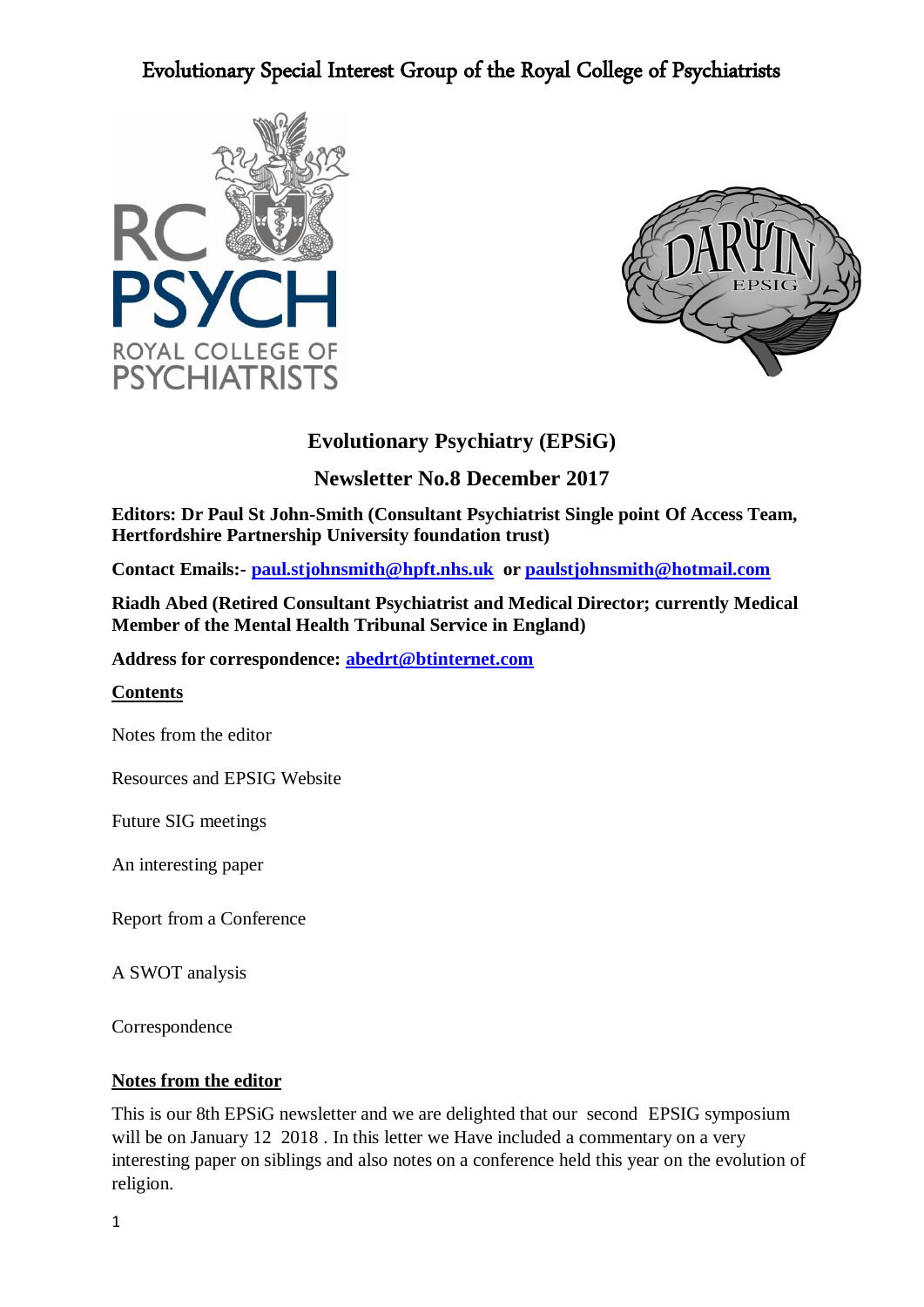# Evolutionary Special Interest Group of the Royal College of Psychiatrists

## Evolutionary Psychiatry (EPSiG)

## Newsletter No.8 December 2017

**Editors: Dr Paul St John-Smith (Consultant Psychiatrist Single point Of Access Team, Hertfordshire Partnership University foundation trust)**

**Contact Emails:- paul.stjohnsmith@hpft.nhs.uk or paulstjohnsmith@hotmail.com**

**Riadh Abed (Retired Consultant Psychiatrist and Medical Director; currently Medical Member of the Mental Health Tribunal Service in England)**

**Address for correspondence: abedrt@btinternet.com**

**Contents**

Notes from the editor

Resources and EPSIG Website

Future SIG meetings

An interesting paper

Report from a Conference

A SWOT analysis

Correspondence

**Notes from the editor**

This is our 8th EPSiG newsletter and we are delighted that our second EPSIG symposium will be on January 12 2018 . In this letter we Have included a commentary on a very interesting paper on siblings and also notes on a conference held this year on the evolution of religion.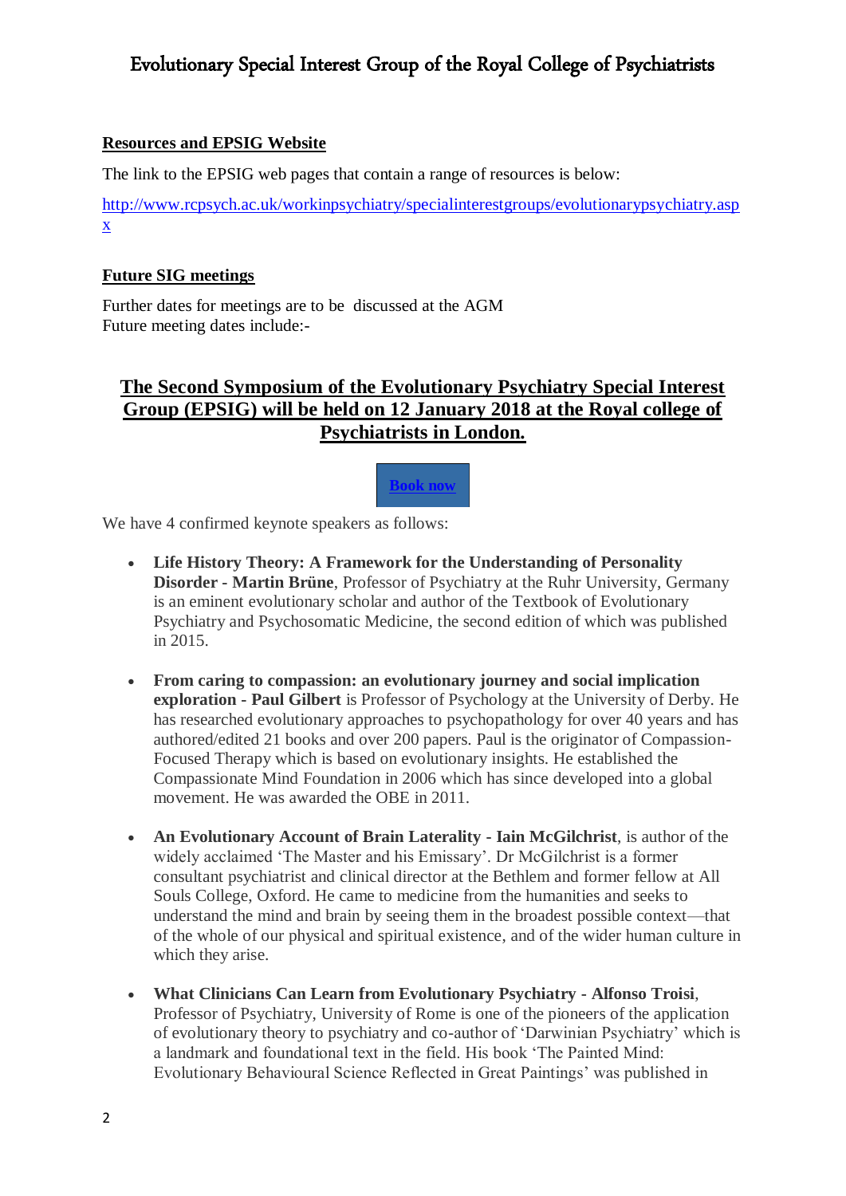**Resources and EPSIG Website**

The link to the EPSIG web pages that contain a range of resources is below:

http://www.rcpsych.ac.uk/workinpsychiatry/specialinterestgroups/evolutionarypsychiatry.aspx

**Future SIG meetings**

Further dates for meetings are to be discussed at the AGM
Future meeting dates include:-

## The Second Symposium of the Evolutionary Psychiatry Special Interest Group (EPSIG) will be held on 12 January 2018 at the Royal college of Psychiatrists in London.

**Book now**

We have 4 confirmed keynote speakers as follows:

- **Life History Theory: A Framework for the Understanding of Personality Disorder - Martin Brüne**, Professor of Psychiatry at the Ruhr University, Germany is an eminent evolutionary scholar and author of the Textbook of Evolutionary Psychiatry and Psychosomatic Medicine, the second edition of which was published in 2015.

- **From caring to compassion: an evolutionary journey and social implication exploration - Paul Gilbert** is Professor of Psychology at the University of Derby. He has researched evolutionary approaches to psychopathology for over 40 years and has authored/edited 21 books and over 200 papers. Paul is the originator of Compassion-Focused Therapy which is based on evolutionary insights. He established the Compassionate Mind Foundation in 2006 which has since developed into a global movement. He was awarded the OBE in 2011.

- **An Evolutionary Account of Brain Laterality - Iain McGilchrist**, is author of the widely acclaimed 'The Master and his Emissary'. Dr McGilchrist is a former consultant psychiatrist and clinical director at the Bethlem and former fellow at All Souls College, Oxford. He came to medicine from the humanities and seeks to understand the mind and brain by seeing them in the broadest possible context—that of the whole of our physical and spiritual existence, and of the wider human culture in which they arise.

- **What Clinicians Can Learn from Evolutionary Psychiatry - Alfonso Troisi**, Professor of Psychiatry, University of Rome is one of the pioneers of the application of evolutionary theory to psychiatry and co-author of 'Darwinian Psychiatry' which is a landmark and foundational text in the field. His book 'The Painted Mind: Evolutionary Behavioural Science Reflected in Great Paintings' was published in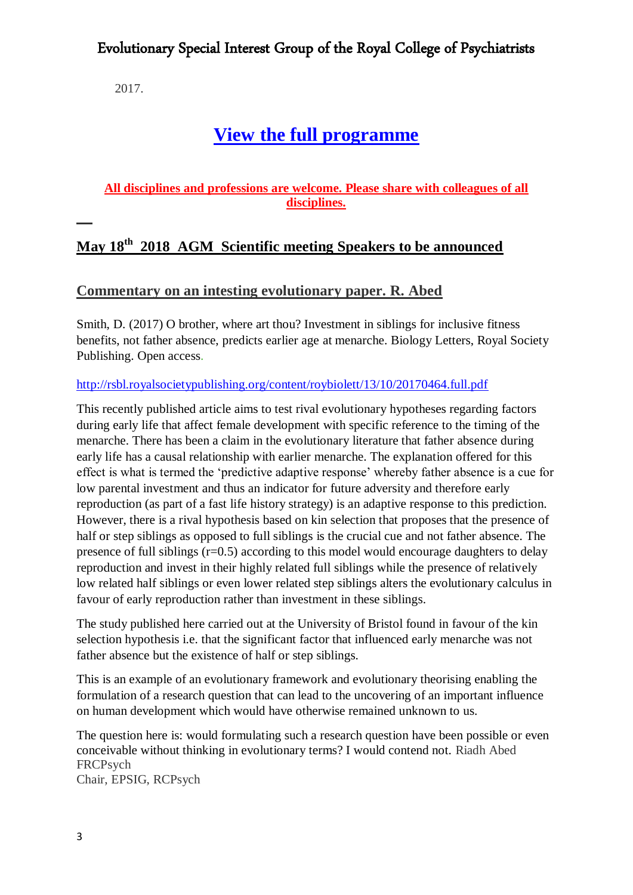2017.

## [View the full programme]

**All disciplines and professions are welcome. Please share with colleagues of all disciplines.**

---

## May 18th 2018 AGM Scientific meeting Speakers to be announced

### Commentary on an intesting evolutionary paper. R. Abed

Smith, D. (2017) O brother, where art thou? Investment in siblings for inclusive fitness benefits, not father absence, predicts earlier age at menarche. Biology Letters, Royal Society Publishing. Open access.

http://rsbl.royalsocietypublishing.org/content/roybiolett/13/10/20170464.full.pdf

This recently published article aims to test rival evolutionary hypotheses regarding factors during early life that affect female development with specific reference to the timing of the menarche. There has been a claim in the evolutionary literature that father absence during early life has a causal relationship with earlier menarche. The explanation offered for this effect is what is termed the 'predictive adaptive response' whereby father absence is a cue for low parental investment and thus an indicator for future adversity and therefore early reproduction (as part of a fast life history strategy) is an adaptive response to this prediction. However, there is a rival hypothesis based on kin selection that proposes that the presence of half or step siblings as opposed to full siblings is the crucial cue and not father absence. The presence of full siblings ($r=0.5$) according to this model would encourage daughters to delay reproduction and invest in their highly related full siblings while the presence of relatively low related half siblings or even lower related step siblings alters the evolutionary calculus in favour of early reproduction rather than investment in these siblings.

The study published here carried out at the University of Bristol found in favour of the kin selection hypothesis i.e. that the significant factor that influenced early menarche was not father absence but the existence of half or step siblings.

This is an example of an evolutionary framework and evolutionary theorising enabling the formulation of a research question that can lead to the uncovering of an important influence on human development which would have otherwise remained unknown to us.

The question here is: would formulating such a research question have been possible or even conceivable without thinking in evolutionary terms? I would contend not. Riadh Abed FRCPsych
Chair, EPSIG, RCPsych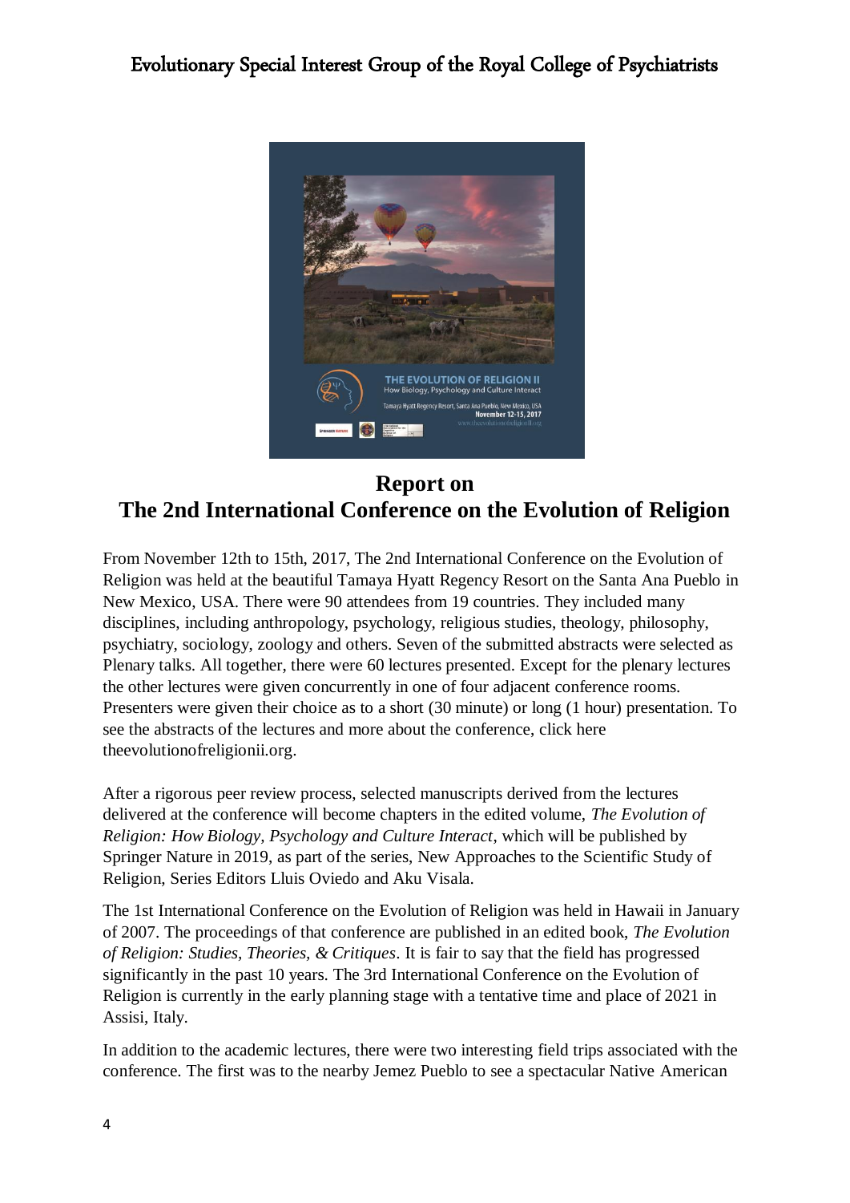## Report on
## The 2nd International Conference on the Evolution of Religion

From November 12th to 15th, 2017, The 2nd International Conference on the Evolution of Religion was held at the beautiful Tamaya Hyatt Regency Resort on the Santa Ana Pueblo in New Mexico, USA. There were 90 attendees from 19 countries. They included many disciplines, including anthropology, psychology, religious studies, theology, philosophy, psychiatry, sociology, zoology and others. Seven of the submitted abstracts were selected as Plenary talks. All together, there were 60 lectures presented. Except for the plenary lectures the other lectures were given concurrently in one of four adjacent conference rooms. Presenters were given their choice as to a short (30 minute) or long (1 hour) presentation. To see the abstracts of the lectures and more about the conference, click here theevolutionofreligionii.org.

After a rigorous peer review process, selected manuscripts derived from the lectures delivered at the conference will become chapters in the edited volume, *The Evolution of Religion: How Biology, Psychology and Culture Interact*, which will be published by Springer Nature in 2019, as part of the series, New Approaches to the Scientific Study of Religion, Series Editors Lluis Oviedo and Aku Visala.

The 1st International Conference on the Evolution of Religion was held in Hawaii in January of 2007. The proceedings of that conference are published in an edited book, *The Evolution of Religion: Studies, Theories, & Critiques*. It is fair to say that the field has progressed significantly in the past 10 years. The 3rd International Conference on the Evolution of Religion is currently in the early planning stage with a tentative time and place of 2021 in Assisi, Italy.

In addition to the academic lectures, there were two interesting field trips associated with the conference. The first was to the nearby Jemez Pueblo to see a spectacular Native American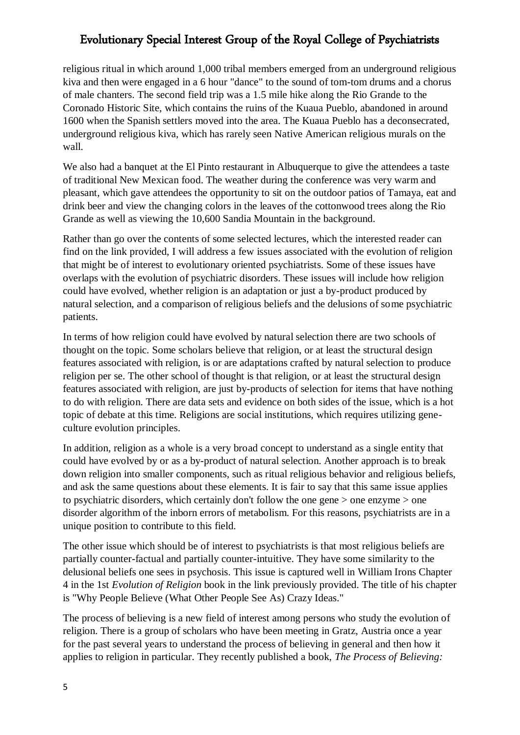religious ritual in which around 1,000 tribal members emerged from an underground religious kiva and then were engaged in a 6 hour "dance" to the sound of tom-tom drums and a chorus of male chanters. The second field trip was a 1.5 mile hike along the Rio Grande to the Coronado Historic Site, which contains the ruins of the Kuaua Pueblo, abandoned in around 1600 when the Spanish settlers moved into the area. The Kuaua Pueblo has a deconsecrated, underground religious kiva, which has rarely seen Native American religious murals on the wall.

We also had a banquet at the El Pinto restaurant in Albuquerque to give the attendees a taste of traditional New Mexican food. The weather during the conference was very warm and pleasant, which gave attendees the opportunity to sit on the outdoor patios of Tamaya, eat and drink beer and view the changing colors in the leaves of the cottonwood trees along the Rio Grande as well as viewing the 10,600 Sandia Mountain in the background.

Rather than go over the contents of some selected lectures, which the interested reader can find on the link provided, I will address a few issues associated with the evolution of religion that might be of interest to evolutionary oriented psychiatrists. Some of these issues have overlaps with the evolution of psychiatric disorders. These issues will include how religion could have evolved, whether religion is an adaptation or just a by-product produced by natural selection, and a comparison of religious beliefs and the delusions of some psychiatric patients.

In terms of how religion could have evolved by natural selection there are two schools of thought on the topic. Some scholars believe that religion, or at least the structural design features associated with religion, is or are adaptations crafted by natural selection to produce religion per se. The other school of thought is that religion, or at least the structural design features associated with religion, are just by-products of selection for items that have nothing to do with religion. There are data sets and evidence on both sides of the issue, which is a hot topic of debate at this time. Religions are social institutions, which requires utilizing gene-culture evolution principles.

In addition, religion as a whole is a very broad concept to understand as a single entity that could have evolved by or as a by-product of natural selection. Another approach is to break down religion into smaller components, such as ritual religious behavior and religious beliefs, and ask the same questions about these elements. It is fair to say that this same issue applies to psychiatric disorders, which certainly don't follow the one gene > one enzyme > one disorder algorithm of the inborn errors of metabolism. For this reasons, psychiatrists are in a unique position to contribute to this field.

The other issue which should be of interest to psychiatrists is that most religious beliefs are partially counter-factual and partially counter-intuitive. They have some similarity to the delusional beliefs one sees in psychosis. This issue is captured well in William Irons Chapter 4 in the 1st *Evolution of Religion* book in the link previously provided. The title of his chapter is "Why People Believe (What Other People See As) Crazy Ideas."

The process of believing is a new field of interest among persons who study the evolution of religion. There is a group of scholars who have been meeting in Gratz, Austria once a year for the past several years to understand the process of believing in general and then how it applies to religion in particular. They recently published a book, *The Process of Believing:*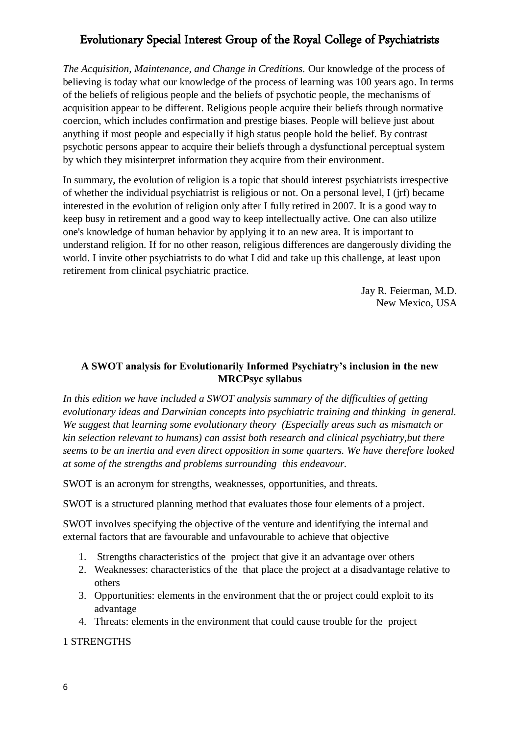*The Acquisition, Maintenance, and Change in Creditions.* Our knowledge of the process of believing is today what our knowledge of the process of learning was 100 years ago. In terms of the beliefs of religious people and the beliefs of psychotic people, the mechanisms of acquisition appear to be different. Religious people acquire their beliefs through normative coercion, which includes confirmation and prestige biases. People will believe just about anything if most people and especially if high status people hold the belief. By contrast psychotic persons appear to acquire their beliefs through a dysfunctional perceptual system by which they misinterpret information they acquire from their environment.

In summary, the evolution of religion is a topic that should interest psychiatrists irrespective of whether the individual psychiatrist is religious or not. On a personal level, I (jrf) became interested in the evolution of religion only after I fully retired in 2007. It is a good way to keep busy in retirement and a good way to keep intellectually active. One can also utilize one's knowledge of human behavior by applying it to an new area. It is important to understand religion. If for no other reason, religious differences are dangerously dividing the world. I invite other psychiatrists to do what I did and take up this challenge, at least upon retirement from clinical psychiatric practice.

Jay R. Feierman, M.D.
New Mexico, USA

## A SWOT analysis for Evolutionarily Informed Psychiatry's inclusion in the new MRCPsyc syllabus

*In this edition we have included a SWOT analysis summary of the difficulties of getting evolutionary ideas and Darwinian concepts into psychiatric training and thinking in general. We suggest that learning some evolutionary theory (Especially areas such as mismatch or kin selection relevant to humans) can assist both research and clinical psychiatry,but there seems to be an inertia and even direct opposition in some quarters. We have therefore looked at some of the strengths and problems surrounding this endeavour.*

SWOT is an acronym for strengths, weaknesses, opportunities, and threats.

SWOT is a structured planning method that evaluates those four elements of a project.

SWOT involves specifying the objective of the venture and identifying the internal and external factors that are favourable and unfavourable to achieve that objective

1. Strengths characteristics of the project that give it an advantage over others
2. Weaknesses: characteristics of the that place the project at a disadvantage relative to others
3. Opportunities: elements in the environment that the or project could exploit to its advantage
4. Threats: elements in the environment that could cause trouble for the project

1 STRENGTHS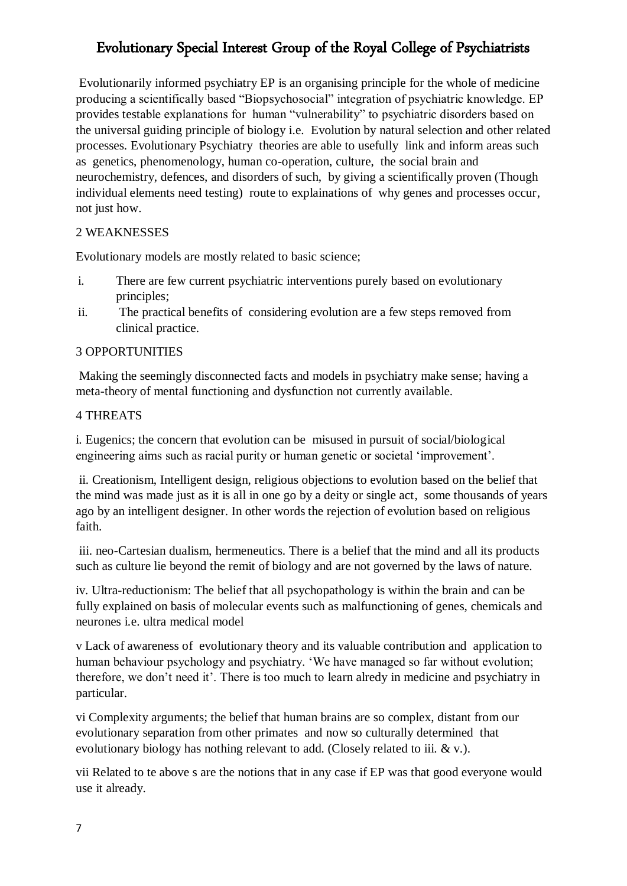# Evolutionary Special Interest Group of the Royal College of Psychiatrists

Evolutionarily informed psychiatry EP is an organising principle for the whole of medicine producing a scientifically based "Biopsychosocial" integration of psychiatric knowledge. EP provides testable explanations for human "vulnerability" to psychiatric disorders based on the universal guiding principle of biology i.e. Evolution by natural selection and other related processes. Evolutionary Psychiatry theories are able to usefully link and inform areas such as genetics, phenomenology, human co-operation, culture, the social brain and neurochemistry, defences, and disorders of such, by giving a scientifically proven (Though individual elements need testing) route to explainations of why genes and processes occur, not just how.

2 WEAKNESSES

Evolutionary models are mostly related to basic science;

i. There are few current psychiatric interventions purely based on evolutionary principles;
ii. The practical benefits of considering evolution are a few steps removed from clinical practice.

3 OPPORTUNITIES

Making the seemingly disconnected facts and models in psychiatry make sense; having a meta-theory of mental functioning and dysfunction not currently available.

4 THREATS

i. Eugenics; the concern that evolution can be misused in pursuit of social/biological engineering aims such as racial purity or human genetic or societal 'improvement'.

ii. Creationism, Intelligent design, religious objections to evolution based on the belief that the mind was made just as it is all in one go by a deity or single act, some thousands of years ago by an intelligent designer. In other words the rejection of evolution based on religious faith.

iii. neo-Cartesian dualism, hermeneutics. There is a belief that the mind and all its products such as culture lie beyond the remit of biology and are not governed by the laws of nature.

iv. Ultra-reductionism: The belief that all psychopathology is within the brain and can be fully explained on basis of molecular events such as malfunctioning of genes, chemicals and neurones i.e. ultra medical model

v Lack of awareness of evolutionary theory and its valuable contribution and application to human behaviour psychology and psychiatry. 'We have managed so far without evolution; therefore, we don't need it'. There is too much to learn alredy in medicine and psychiatry in particular.

vi Complexity arguments; the belief that human brains are so complex, distant from our evolutionary separation from other primates and now so culturally determined that evolutionary biology has nothing relevant to add. (Closely related to iii. & v.).

vii Related to te above s are the notions that in any case if EP was that good everyone would use it already.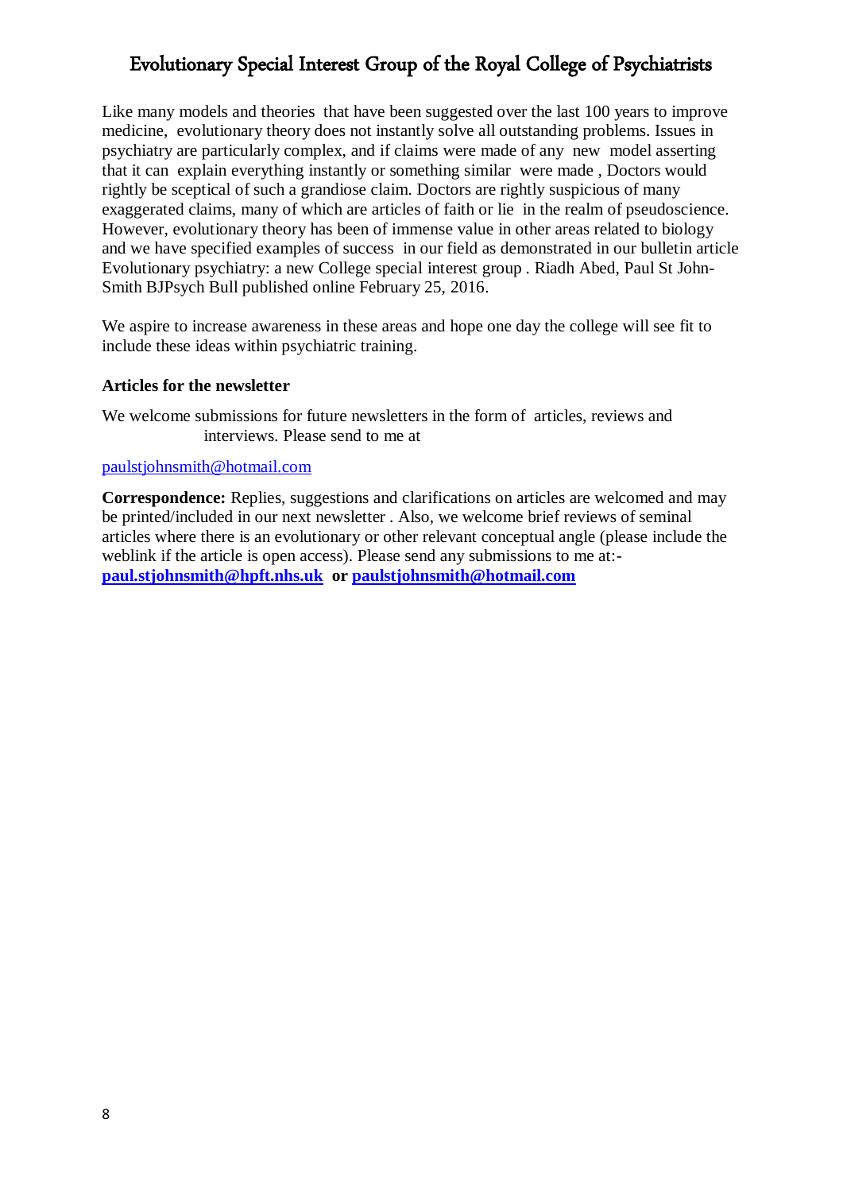# Evolutionary Special Interest Group of the Royal College of Psychiatrists

Like many models and theories that have been suggested over the last 100 years to improve medicine, evolutionary theory does not instantly solve all outstanding problems. Issues in psychiatry are particularly complex, and if claims were made of any new model asserting that it can explain everything instantly or something similar were made , Doctors would rightly be sceptical of such a grandiose claim. Doctors are rightly suspicious of many exaggerated claims, many of which are articles of faith or lie in the realm of pseudoscience. However, evolutionary theory has been of immense value in other areas related to biology and we have specified examples of success in our field as demonstrated in our bulletin article Evolutionary psychiatry: a new College special interest group . Riadh Abed, Paul St John-Smith BJPsych Bull published online February 25, 2016.

We aspire to increase awareness in these areas and hope one day the college will see fit to include these ideas within psychiatric training.

**Articles for the newsletter**

We welcome submissions for future newsletters in the form of articles, reviews and interviews. Please send to me at

paulstjohnsmith@hotmail.com

**Correspondence:** Replies, suggestions and clarifications on articles are welcomed and may be printed/included in our next newsletter . Also, we welcome brief reviews of seminal articles where there is an evolutionary or other relevant conceptual angle (please include the weblink if the article is open access). Please send any submissions to me at:- **paul.stjohnsmith@hpft.nhs.uk or paulstjohnsmith@hotmail.com**